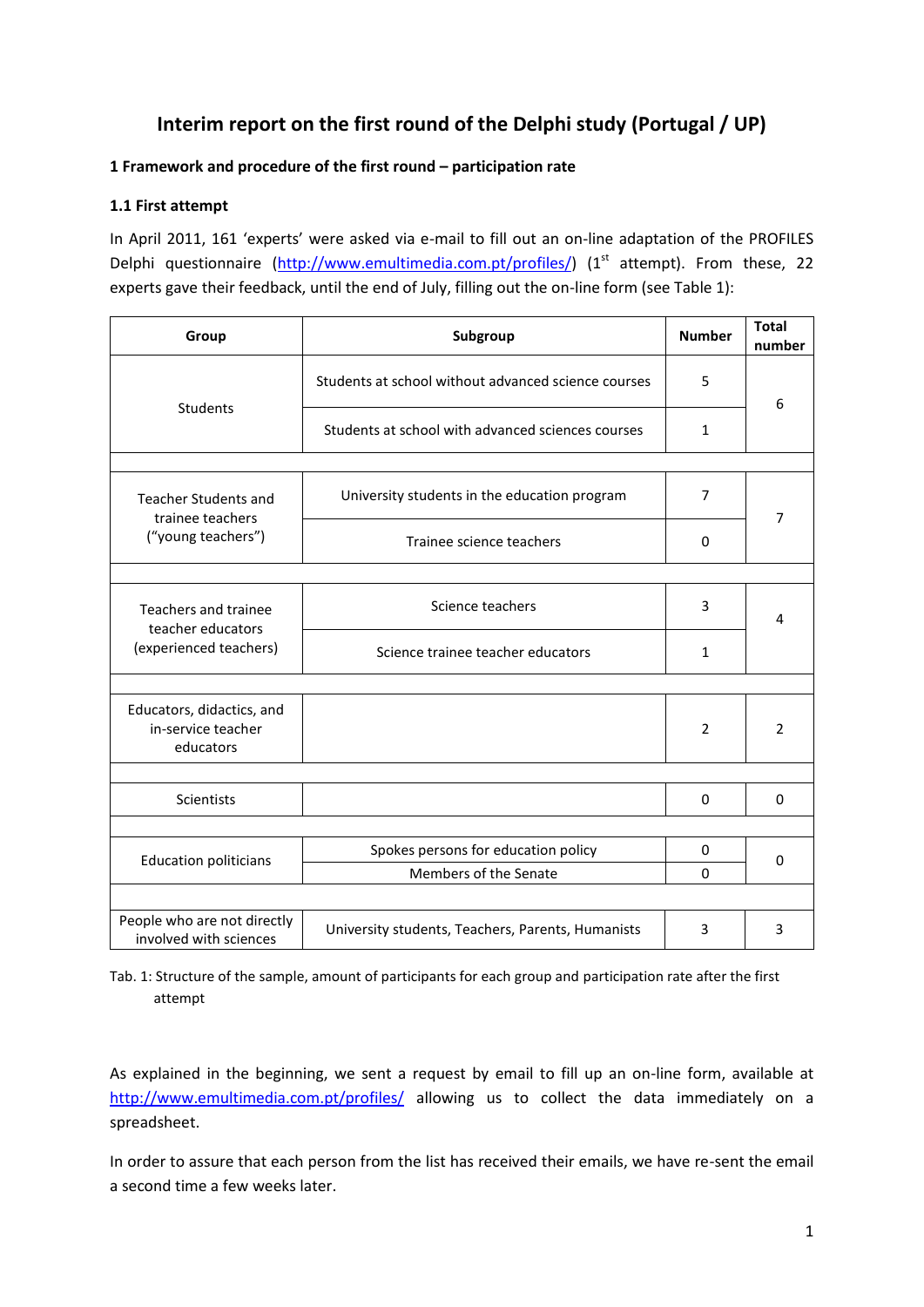# Interim report on the first round of the Delphi study (Portugal / UP)

## 1 Framework and procedure of the first round – participation rate

### 1.1 First attempt

In April 2011, 161 'experts' were asked via e-mail to fill out an on-line adaptation of the PROFILES Delphi questionnaire ([http://www.emultimedia.com.pt/profiles/](http://www.emultimedia.com.pt/profiles/)) (1[st] attempt). From these, 22 experts gave their feedback, until the end of July, filling out the on-line form (see Table 1):

| Group | Subgroup | Number | Total number |
|---|---|---|---|
| Students | Students at school without advanced science courses | 5 | 6 |
| | Students at school with advanced sciences courses | 1 | |
| Teacher Students and trainee teachers ("young teachers") | University students in the education program | 7 | 7 |
| | Trainee science teachers | 0 | |
| Teachers and trainee teacher educators (experienced teachers) | Science teachers | 3 | 4 |
| | Science trainee teacher educators | 1 | |
| Educators, didactics, and in-service teacher educators | | 2 | 2 |
| Scientists | | 0 | 0 |
| Education politicians | Spokes persons for education policy | 0 | 0 |
| | Members of the Senate | 0 | |
| People who are not directly involved with sciences | University students, Teachers, Parents, Humanists | 3 | 3 |

Tab. 1: Structure of the sample, amount of participants for each group and participation rate after the first attempt

As explained in the beginning, we sent a request by email to fill up an on-line form, available at [http://www.emultimedia.com.pt/profiles/](http://www.emultimedia.com.pt/profiles/) allowing us to collect the data immediately on a spreadsheet.

In order to assure that each person from the list has received their emails, we have re-sent the email a second time a few weeks later.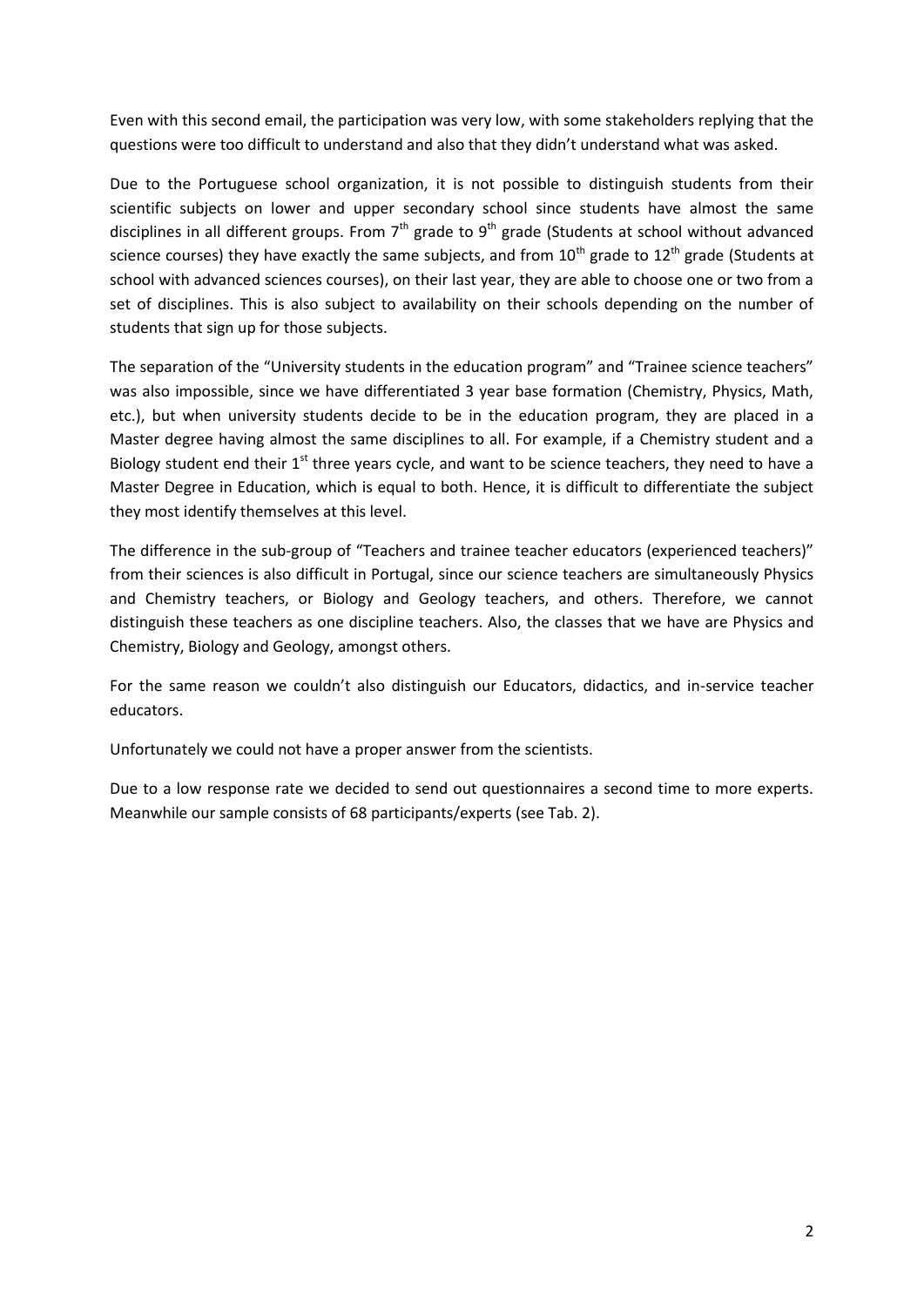Even with this second email, the participation was very low, with some stakeholders replying that the questions were too difficult to understand and also that they didn't understand what was asked.

Due to the Portuguese school organization, it is not possible to distinguish students from their scientific subjects on lower and upper secondary school since students have almost the same disciplines in all different groups. From 7$^{th}$ grade to 9$^{th}$ grade (Students at school without advanced science courses) they have exactly the same subjects, and from 10$^{th}$ grade to 12$^{th}$ grade (Students at school with advanced sciences courses), on their last year, they are able to choose one or two from a set of disciplines. This is also subject to availability on their schools depending on the number of students that sign up for those subjects.

The separation of the "University students in the education program" and "Trainee science teachers" was also impossible, since we have differentiated 3 year base formation (Chemistry, Physics, Math, etc.), but when university students decide to be in the education program, they are placed in a Master degree having almost the same disciplines to all. For example, if a Chemistry student and a Biology student end their 1$^{st}$ three years cycle, and want to be science teachers, they need to have a Master Degree in Education, which is equal to both. Hence, it is difficult to differentiate the subject they most identify themselves at this level.

The difference in the sub-group of "Teachers and trainee teacher educators (experienced teachers)" from their sciences is also difficult in Portugal, since our science teachers are simultaneously Physics and Chemistry teachers, or Biology and Geology teachers, and others. Therefore, we cannot distinguish these teachers as one discipline teachers. Also, the classes that we have are Physics and Chemistry, Biology and Geology, amongst others.

For the same reason we couldn't also distinguish our Educators, didactics, and in-service teacher educators.

Unfortunately we could not have a proper answer from the scientists.

Due to a low response rate we decided to send out questionnaires a second time to more experts. Meanwhile our sample consists of 68 participants/experts (see Tab. 2).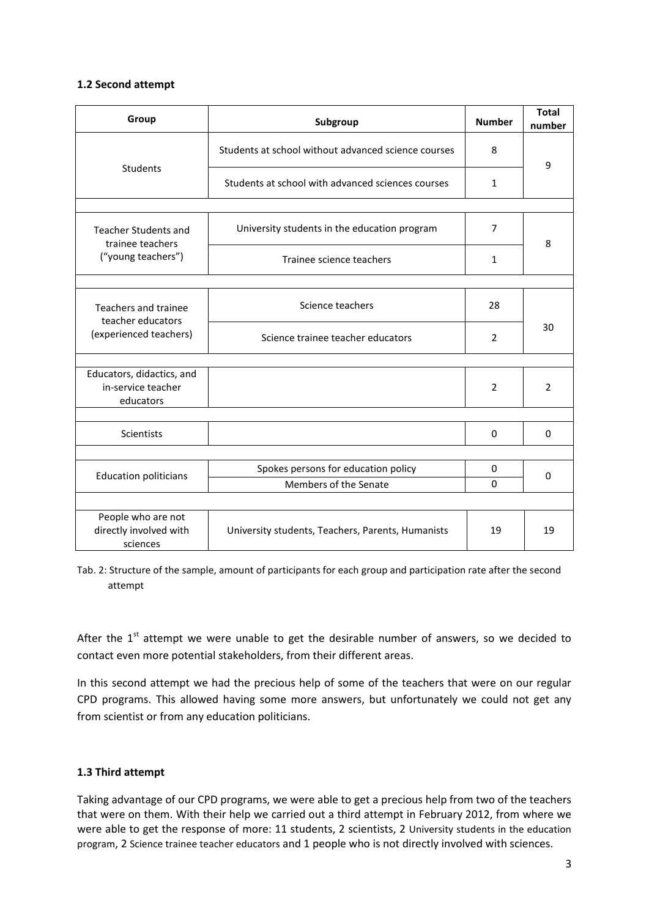### 1.2 Second attempt

| Group | Subgroup | Number | Total number |
|---|---|---|---|
| Students | Students at school without advanced science courses | 8 | 9 |
| | Students at school with advanced sciences courses | 1 | |
| | | | |
| Teacher Students and trainee teachers ("young teachers") | University students in the education program | 7 | 8 |
| | Trainee science teachers | 1 | |
| | | | |
| Teachers and trainee teacher educators (experienced teachers) | Science teachers | 28 | 30 |
| | Science trainee teacher educators | 2 | |
| | | | |
| Educators, didactics, and in-service teacher educators | | 2 | 2 |
| | | | |
| Scientists | | 0 | 0 |
| | | | |
| Education politicians | Spokes persons for education policy | 0 | 0 |
| | Members of the Senate | 0 | |
| | | | |
| People who are not directly involved with sciences | University students, Teachers, Parents, Humanists | 19 | 19 |

Tab. 2: Structure of the sample, amount of participants for each group and participation rate after the second attempt

After the 1st attempt we were unable to get the desirable number of answers, so we decided to contact even more potential stakeholders, from their different areas.

In this second attempt we had the precious help of some of the teachers that were on our regular CPD programs. This allowed having some more answers, but unfortunately we could not get any from scientist or from any education politicians.

### 1.3 Third attempt

Taking advantage of our CPD programs, we were able to get a precious help from two of the teachers that were on them. With their help we carried out a third attempt in February 2012, from where we were able to get the response of more: 11 students, 2 scientists, 2 University students in the education program, 2 Science trainee teacher educators and 1 people who is not directly involved with sciences.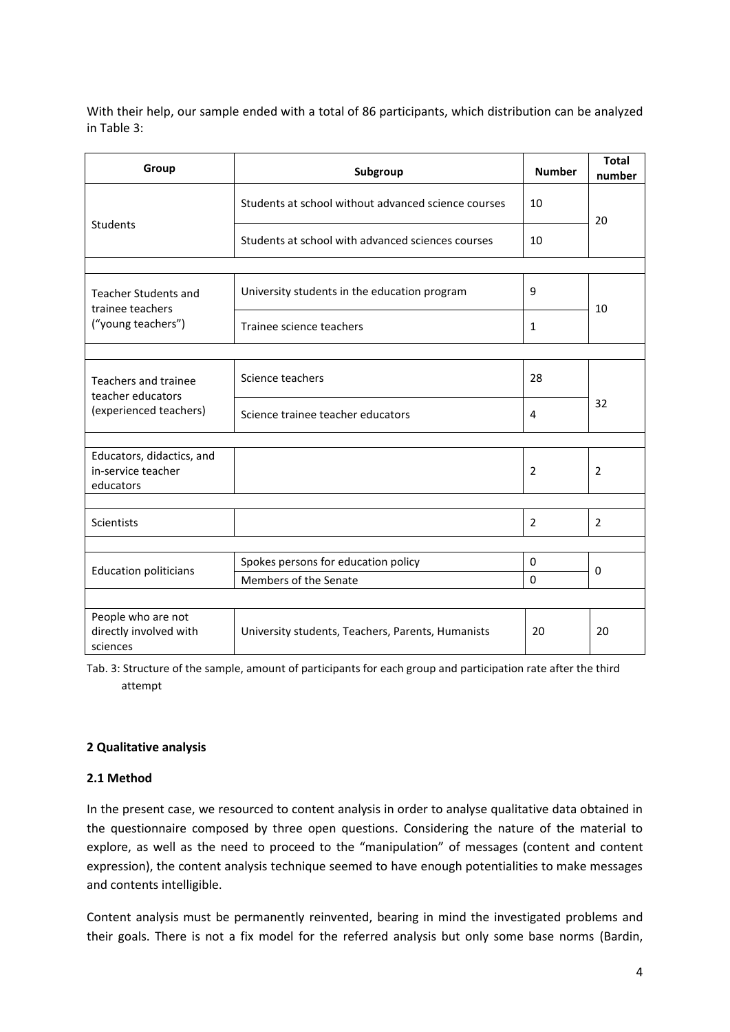With their help, our sample ended with a total of 86 participants, which distribution can be analyzed in Table 3:

| Group | Subgroup | Number | Total number |
|---|---|---|---|
| Students | Students at school without advanced science courses | 10 | 20 |
| | Students at school with advanced sciences courses | 10 | |
| Teacher Students and trainee teachers ("young teachers") | University students in the education program | 9 | 10 |
| | Trainee science teachers | 1 | |
| Teachers and trainee teacher educators (experienced teachers) | Science teachers | 28 | 32 |
| | Science trainee teacher educators | 4 | |
| Educators, didactics, and in-service teacher educators | | 2 | 2 |
| Scientists | | 2 | 2 |
| Education politicians | Spokes persons for education policy | 0 | 0 |
| | Members of the Senate | 0 | |
| People who are not directly involved with sciences | University students, Teachers, Parents, Humanists | 20 | 20 |

Tab. 3: Structure of the sample, amount of participants for each group and participation rate after the third attempt

### 2 Qualitative analysis

### 2.1 Method

In the present case, we resourced to content analysis in order to analyse qualitative data obtained in the questionnaire composed by three open questions. Considering the nature of the material to explore, as well as the need to proceed to the "manipulation" of messages (content and content expression), the content analysis technique seemed to have enough potentialities to make messages and contents intelligible.

Content analysis must be permanently reinvented, bearing in mind the investigated problems and their goals. There is not a fix model for the referred analysis but only some base norms (Bardin,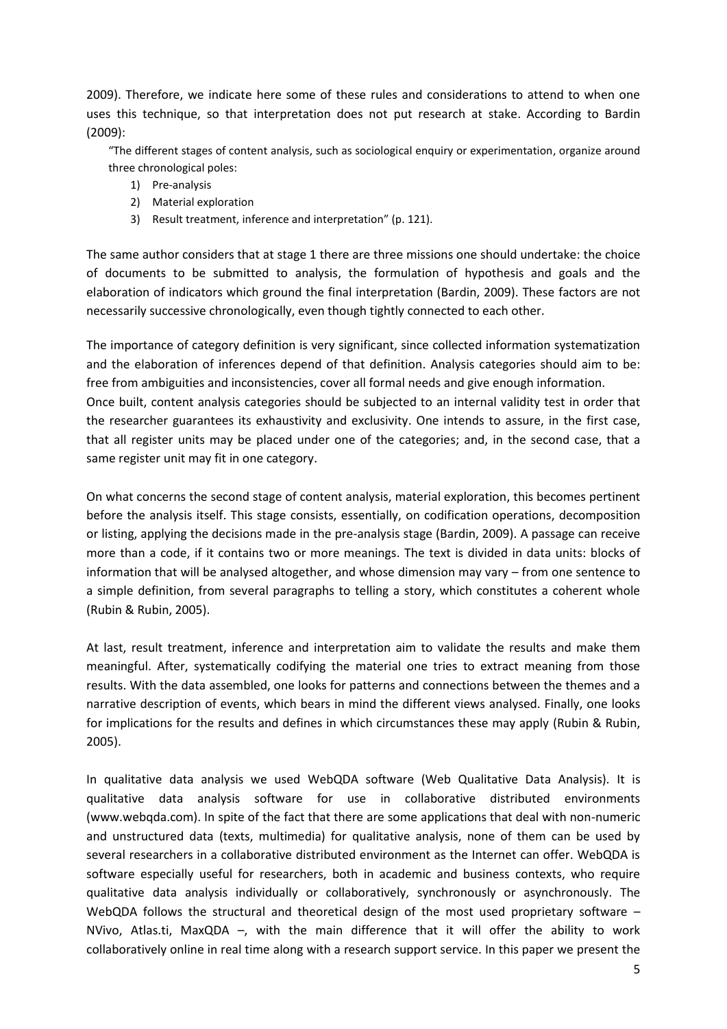2009). Therefore, we indicate here some of these rules and considerations to attend to when one uses this technique, so that interpretation does not put research at stake. According to Bardin (2009):

> "The different stages of content analysis, such as sociological enquiry or experimentation, organize around three chronological poles:
>
> 1) Pre-analysis
> 2) Material exploration
> 3) Result treatment, inference and interpretation" (p. 121).

The same author considers that at stage 1 there are three missions one should undertake: the choice of documents to be submitted to analysis, the formulation of hypothesis and goals and the elaboration of indicators which ground the final interpretation (Bardin, 2009). These factors are not necessarily successive chronologically, even though tightly connected to each other.

The importance of category definition is very significant, since collected information systematization and the elaboration of inferences depend of that definition. Analysis categories should aim to be: free from ambiguities and inconsistencies, cover all formal needs and give enough information.
Once built, content analysis categories should be subjected to an internal validity test in order that the researcher guarantees its exhaustivity and exclusivity. One intends to assure, in the first case, that all register units may be placed under one of the categories; and, in the second case, that a same register unit may fit in one category.

On what concerns the second stage of content analysis, material exploration, this becomes pertinent before the analysis itself. This stage consists, essentially, on codification operations, decomposition or listing, applying the decisions made in the pre-analysis stage (Bardin, 2009). A passage can receive more than a code, if it contains two or more meanings. The text is divided in data units: blocks of information that will be analysed altogether, and whose dimension may vary – from one sentence to a simple definition, from several paragraphs to telling a story, which constitutes a coherent whole (Rubin & Rubin, 2005).

At last, result treatment, inference and interpretation aim to validate the results and make them meaningful. After, systematically codifying the material one tries to extract meaning from those results. With the data assembled, one looks for patterns and connections between the themes and a narrative description of events, which bears in mind the different views analysed. Finally, one looks for implications for the results and defines in which circumstances these may apply (Rubin & Rubin, 2005).

In qualitative data analysis we used WebQDA software (Web Qualitative Data Analysis). It is qualitative data analysis software for use in collaborative distributed environments (www.webqda.com). In spite of the fact that there are some applications that deal with non-numeric and unstructured data (texts, multimedia) for qualitative analysis, none of them can be used by several researchers in a collaborative distributed environment as the Internet can offer. WebQDA is software especially useful for researchers, both in academic and business contexts, who require qualitative data analysis individually or collaboratively, synchronously or asynchronously. The WebQDA follows the structural and theoretical design of the most used proprietary software – NVivo, Atlas.ti, MaxQDA –, with the main difference that it will offer the ability to work collaboratively online in real time along with a research support service. In this paper we present the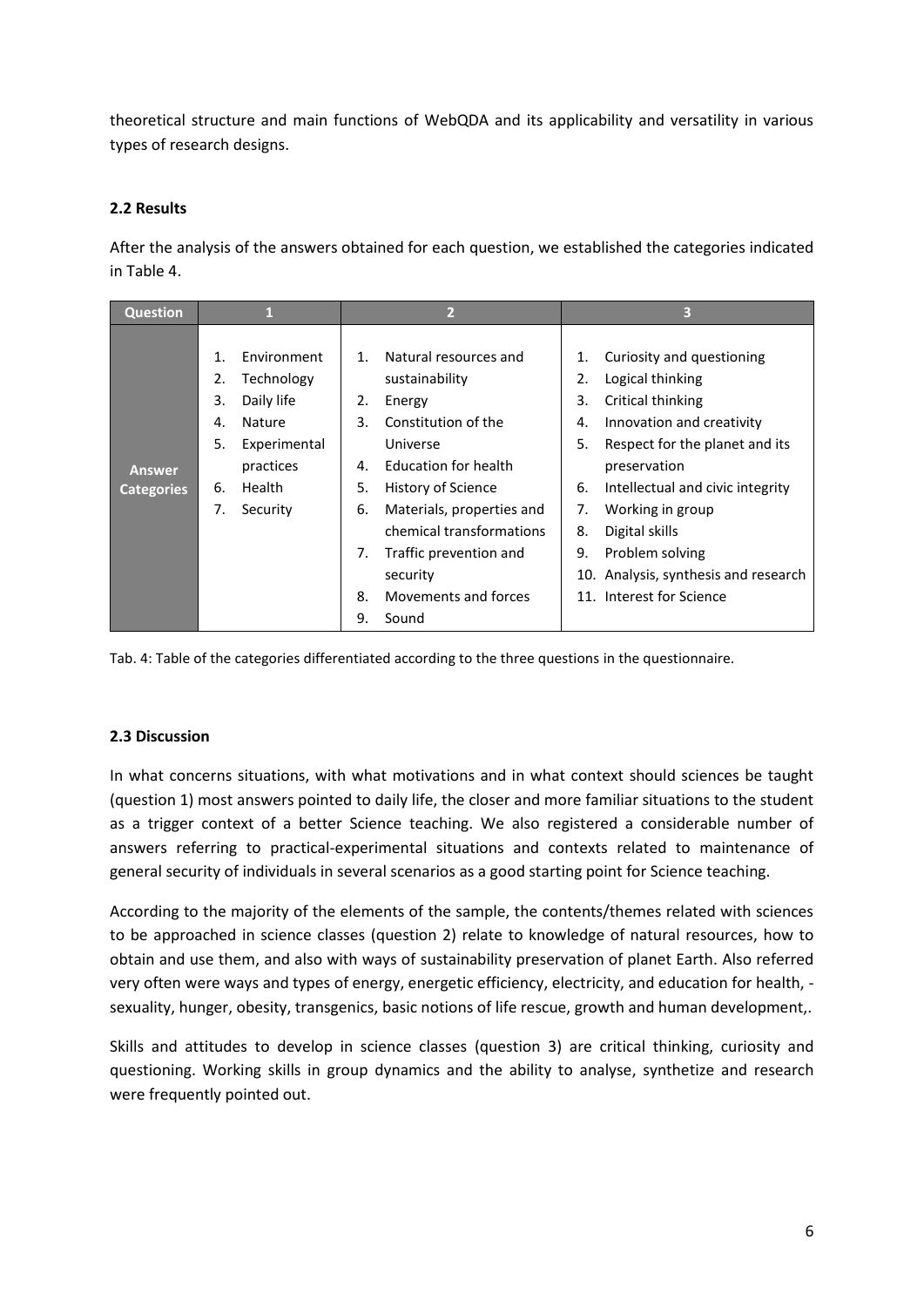theoretical structure and main functions of WebQDA and its applicability and versatility in various types of research designs.

### 2.2 Results

After the analysis of the answers obtained for each question, we established the categories indicated in Table 4.

| Question | 1 | 2 | 3 |
|---|---|---|---|
| Answer Categories | 1. Environment<br>2. Technology<br>3. Daily life<br>4. Nature<br>5. Experimental practices<br>6. Health<br>7. Security | 1. Natural resources and sustainability<br>2. Energy<br>3. Constitution of the Universe<br>4. Education for health<br>5. History of Science<br>6. Materials, properties and chemical transformations<br>7. Traffic prevention and security<br>8. Movements and forces<br>9. Sound | 1. Curiosity and questioning<br>2. Logical thinking<br>3. Critical thinking<br>4. Innovation and creativity<br>5. Respect for the planet and its preservation<br>6. Intellectual and civic integrity<br>7. Working in group<br>8. Digital skills<br>9. Problem solving<br>10. Analysis, synthesis and research<br>11. Interest for Science |

Tab. 4: Table of the categories differentiated according to the three questions in the questionnaire.

### 2.3 Discussion

In what concerns situations, with what motivations and in what context should sciences be taught (question 1) most answers pointed to daily life, the closer and more familiar situations to the student as a trigger context of a better Science teaching. We also registered a considerable number of answers referring to practical-experimental situations and contexts related to maintenance of general security of individuals in several scenarios as a good starting point for Science teaching.

According to the majority of the elements of the sample, the contents/themes related with sciences to be approached in science classes (question 2) relate to knowledge of natural resources, how to obtain and use them, and also with ways of sustainability preservation of planet Earth. Also referred very often were ways and types of energy, energetic efficiency, electricity, and education for health, - sexuality, hunger, obesity, transgenics, basic notions of life rescue, growth and human development,.

Skills and attitudes to develop in science classes (question 3) are critical thinking, curiosity and questioning. Working skills in group dynamics and the ability to analyse, synthetize and research were frequently pointed out.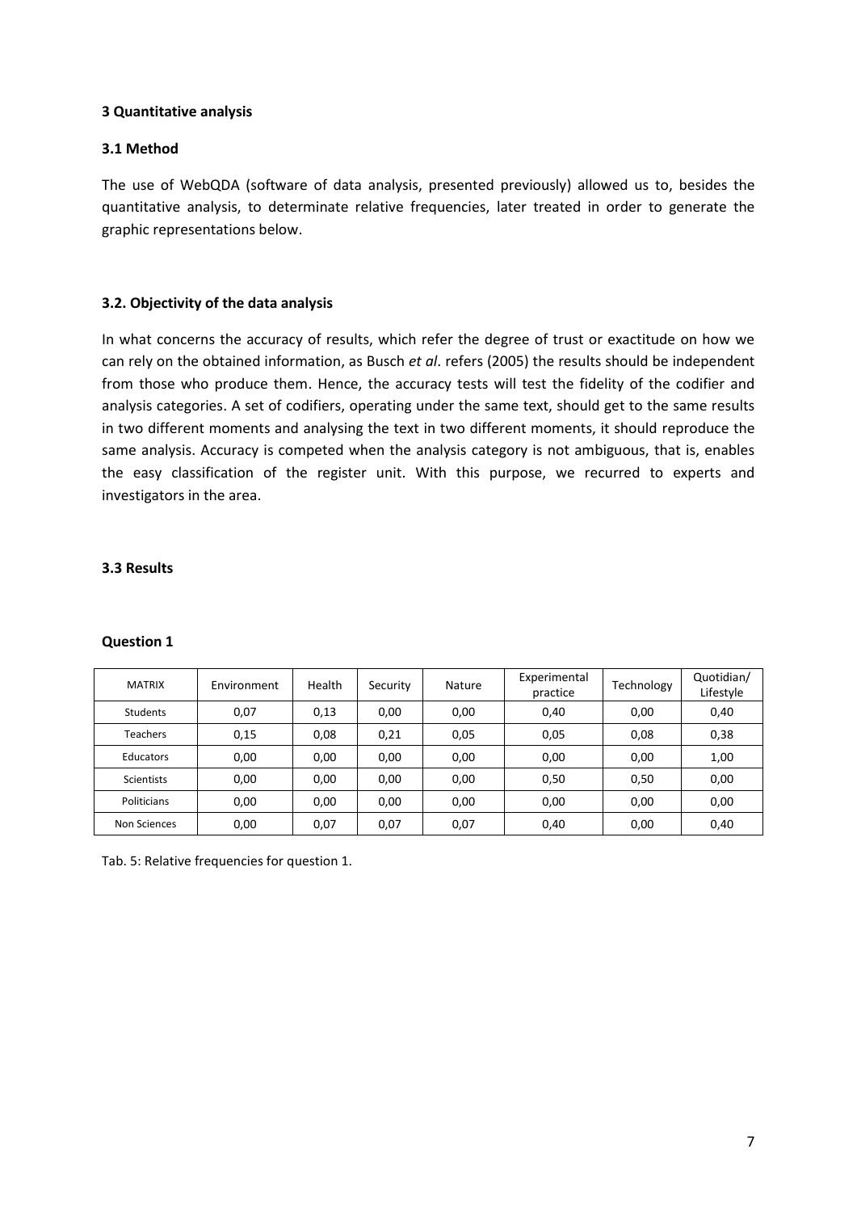### 3 Quantitative analysis

### 3.1 Method

The use of WebQDA (software of data analysis, presented previously) allowed us to, besides the quantitative analysis, to determinate relative frequencies, later treated in order to generate the graphic representations below.

### 3.2. Objectivity of the data analysis

In what concerns the accuracy of results, which refer the degree of trust or exactitude on how we can rely on the obtained information, as Busch *et al*. refers (2005) the results should be independent from those who produce them. Hence, the accuracy tests will test the fidelity of the codifier and analysis categories. A set of codifiers, operating under the same text, should get to the same results in two different moments and analysing the text in two different moments, it should reproduce the same analysis. Accuracy is competed when the analysis category is not ambiguous, that is, enables the easy classification of the register unit. With this purpose, we recurred to experts and investigators in the area.

### 3.3 Results

**Question 1**

| MATRIX | Environment | Health | Security | Nature | Experimental practice | Technology | Quotidian/ Lifestyle |
|---|---|---|---|---|---|---|---|
| Students | 0,07 | 0,13 | 0,00 | 0,00 | 0,40 | 0,00 | 0,40 |
| Teachers | 0,15 | 0,08 | 0,21 | 0,05 | 0,05 | 0,08 | 0,38 |
| Educators | 0,00 | 0,00 | 0,00 | 0,00 | 0,00 | 0,00 | 1,00 |
| Scientists | 0,00 | 0,00 | 0,00 | 0,00 | 0,50 | 0,50 | 0,00 |
| Politicians | 0,00 | 0,00 | 0,00 | 0,00 | 0,00 | 0,00 | 0,00 |
| Non Sciences | 0,00 | 0,07 | 0,07 | 0,07 | 0,40 | 0,00 | 0,40 |

Tab. 5: Relative frequencies for question 1.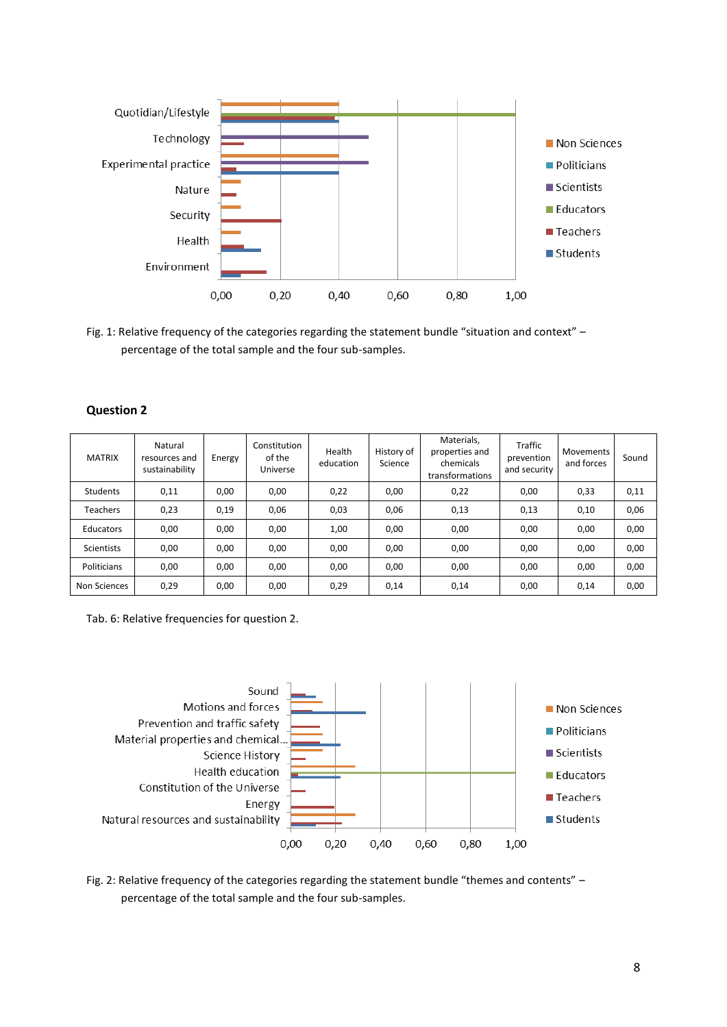Fig. 1: Relative frequency of the categories regarding the statement bundle “situation and context” – percentage of the total sample and the four sub-samples.

### Question 2

| MATRIX | Natural resources and sustainability | Energy | Constitution of the Universe | Health education | History of Science | Materials, properties and chemicals transformations | Traffic prevention and security | Movements and forces | Sound |
|---|---|---|---|---|---|---|---|---|---|
| Students | 0,11 | 0,00 | 0,00 | 0,22 | 0,00 | 0,22 | 0,00 | 0,33 | 0,11 |
| Teachers | 0,23 | 0,19 | 0,06 | 0,03 | 0,06 | 0,13 | 0,13 | 0,10 | 0,06 |
| Educators | 0,00 | 0,00 | 0,00 | 1,00 | 0,00 | 0,00 | 0,00 | 0,00 | 0,00 |
| Scientists | 0,00 | 0,00 | 0,00 | 0,00 | 0,00 | 0,00 | 0,00 | 0,00 | 0,00 |
| Politicians | 0,00 | 0,00 | 0,00 | 0,00 | 0,00 | 0,00 | 0,00 | 0,00 | 0,00 |
| Non Sciences | 0,29 | 0,00 | 0,00 | 0,29 | 0,14 | 0,14 | 0,00 | 0,14 | 0,00 |

Tab. 6: Relative frequencies for question 2.

Fig. 2: Relative frequency of the categories regarding the statement bundle “themes and contents” – percentage of the total sample and the four sub-samples.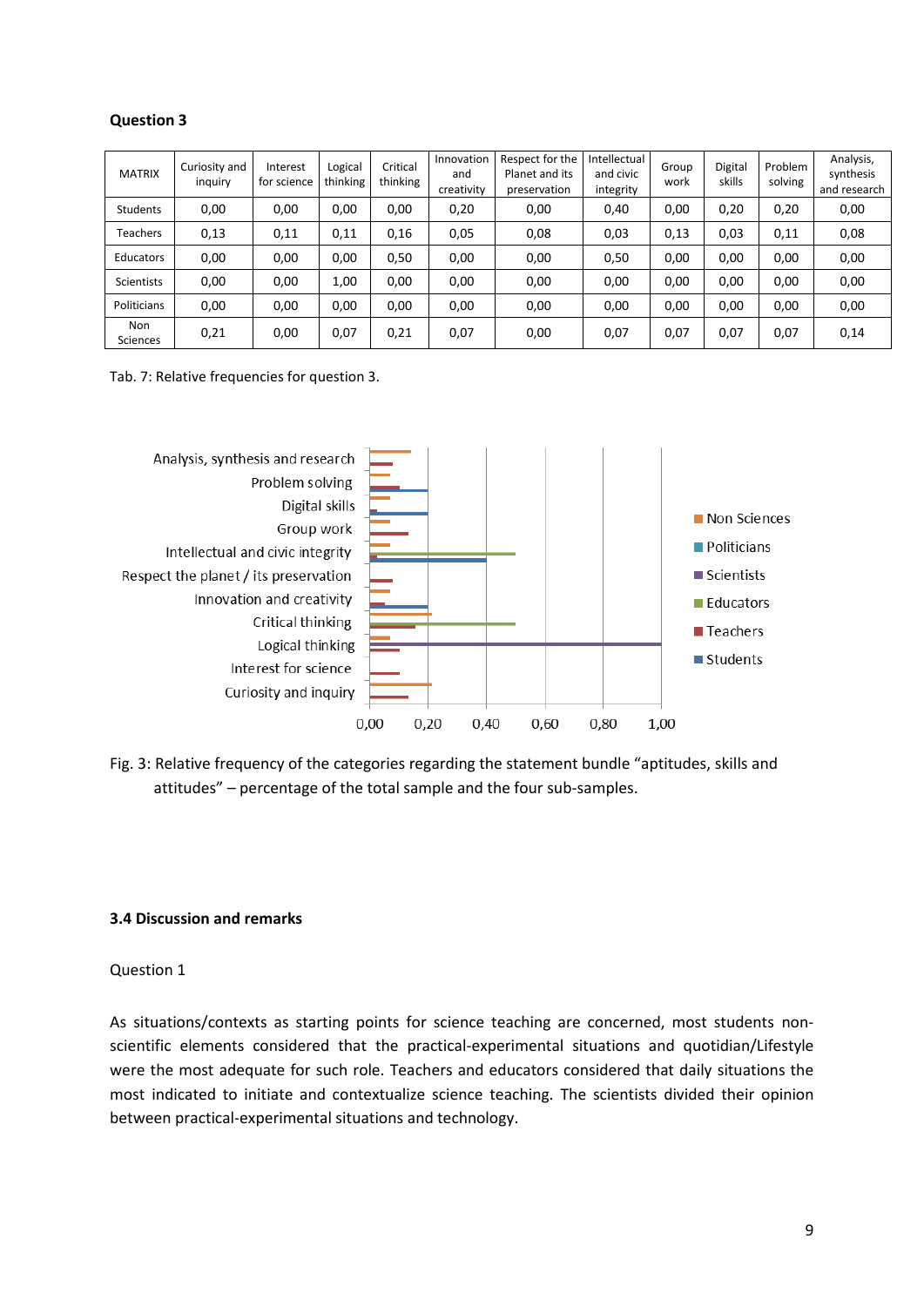**Question 3**

| MATRIX | Curiosity and inquiry | Interest for science | Logical thinking | Critical thinking | Innovation and creativity | Respect for the Planet and its preservation | Intellectual and civic integrity | Group work | Digital skills | Problem solving | Analysis, synthesis and research |
|---|---|---|---|---|---|---|---|---|---|---|---|
| Students | 0,00 | 0,00 | 0,00 | 0,00 | 0,20 | 0,00 | 0,40 | 0,00 | 0,20 | 0,20 | 0,00 |
| Teachers | 0,13 | 0,11 | 0,11 | 0,16 | 0,05 | 0,08 | 0,03 | 0,13 | 0,03 | 0,11 | 0,08 |
| Educators | 0,00 | 0,00 | 0,00 | 0,50 | 0,00 | 0,00 | 0,50 | 0,00 | 0,00 | 0,00 | 0,00 |
| Scientists | 0,00 | 0,00 | 1,00 | 0,00 | 0,00 | 0,00 | 0,00 | 0,00 | 0,00 | 0,00 | 0,00 |
| Politicians | 0,00 | 0,00 | 0,00 | 0,00 | 0,00 | 0,00 | 0,00 | 0,00 | 0,00 | 0,00 | 0,00 |
| Non Sciences | 0,21 | 0,00 | 0,07 | 0,21 | 0,07 | 0,00 | 0,07 | 0,07 | 0,07 | 0,07 | 0,14 |

Tab. 7: Relative frequencies for question 3.

Fig. 3: Relative frequency of the categories regarding the statement bundle "aptitudes, skills and attitudes" – percentage of the total sample and the four sub-samples.

### 3.4 Discussion and remarks

Question 1

As situations/contexts as starting points for science teaching are concerned, most students non-scientific elements considered that the practical-experimental situations and quotidian/Lifestyle were the most adequate for such role. Teachers and educators considered that daily situations the most indicated to initiate and contextualize science teaching. The scientists divided their opinion between practical-experimental situations and technology.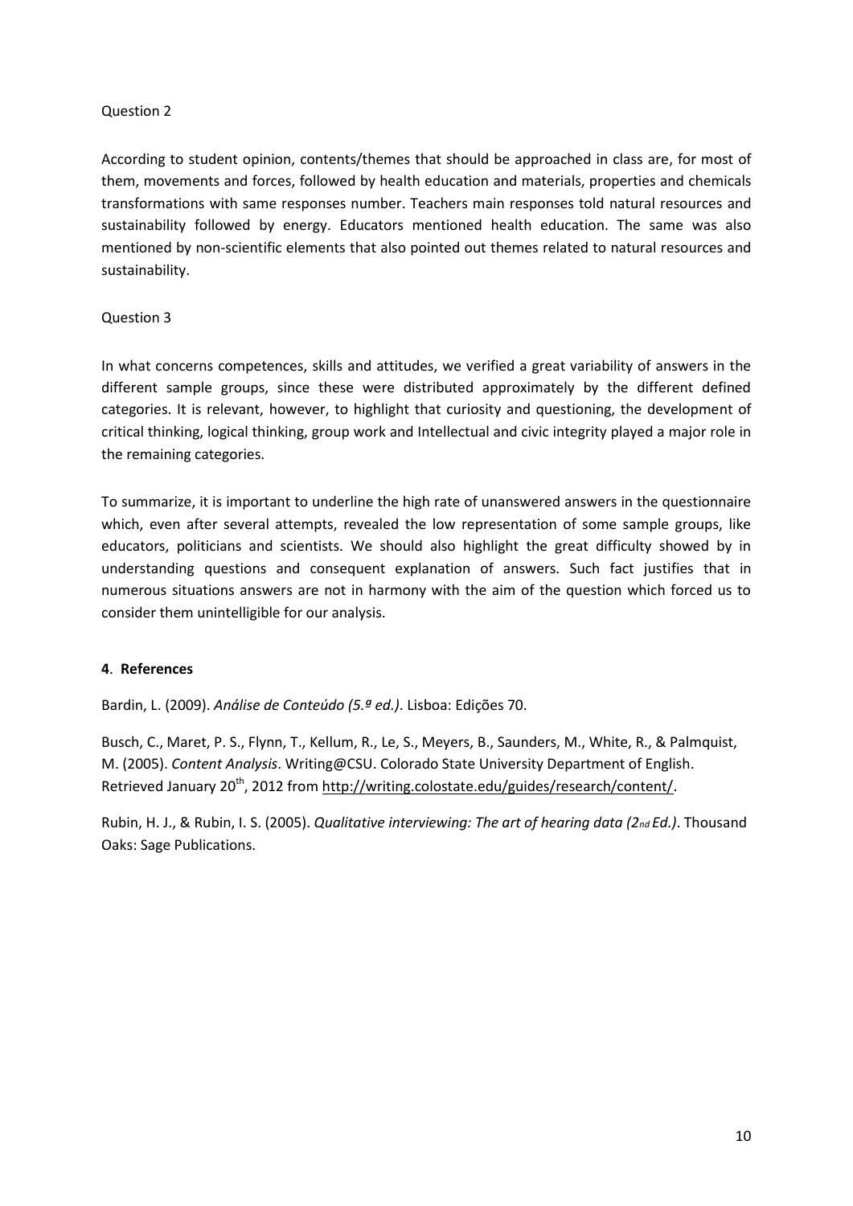Question 2

According to student opinion, contents/themes that should be approached in class are, for most of them, movements and forces, followed by health education and materials, properties and chemicals transformations with same responses number. Teachers main responses told natural resources and sustainability followed by energy. Educators mentioned health education. The same was also mentioned by non-scientific elements that also pointed out themes related to natural resources and sustainability.

Question 3

In what concerns competences, skills and attitudes, we verified a great variability of answers in the different sample groups, since these were distributed approximately by the different defined categories. It is relevant, however, to highlight that curiosity and questioning, the development of critical thinking, logical thinking, group work and Intellectual and civic integrity played a major role in the remaining categories.

To summarize, it is important to underline the high rate of unanswered answers in the questionnaire which, even after several attempts, revealed the low representation of some sample groups, like educators, politicians and scientists. We should also highlight the great difficulty showed by in understanding questions and consequent explanation of answers. Such fact justifies that in numerous situations answers are not in harmony with the aim of the question which forced us to consider them unintelligible for our analysis.

## 4. References

Bardin, L. (2009). *Análise de Conteúdo (5.ª ed.)*. Lisboa: Edições 70.

Busch, C., Maret, P. S., Flynn, T., Kellum, R., Le, S., Meyers, B., Saunders, M., White, R., & Palmquist, M. (2005). *Content Analysis*. Writing@CSU. Colorado State University Department of English. Retrieved January 20th, 2012 from http://writing.colostate.edu/guides/research/content/.

Rubin, H. J., & Rubin, I. S. (2005). *Qualitative interviewing: The art of hearing data (2nd Ed.)*. Thousand Oaks: Sage Publications.